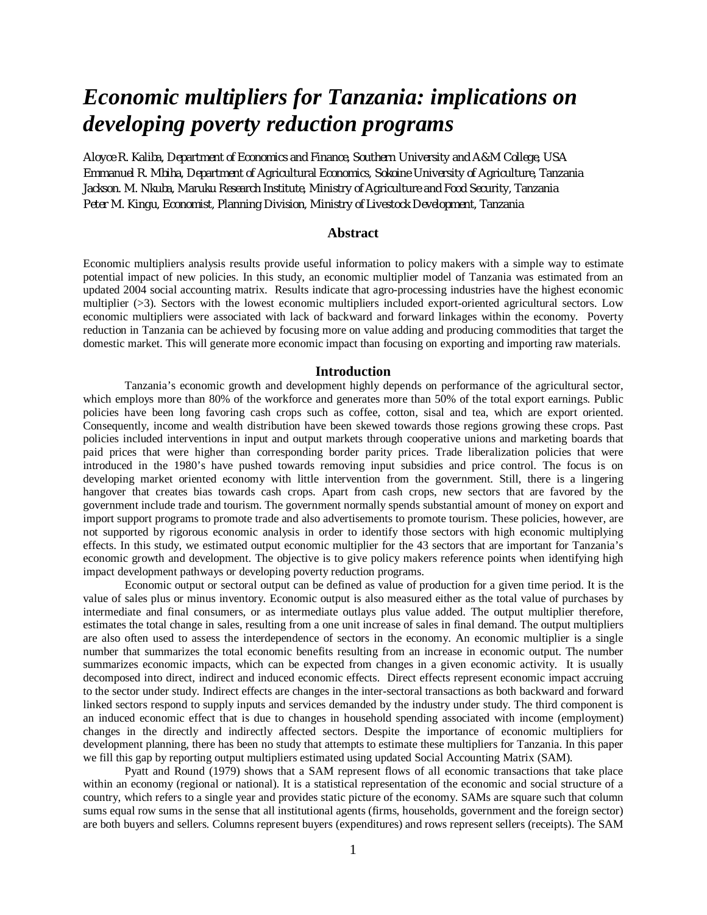# *Economic multipliers for Tanzania: implications on developing poverty reduction programs*

*Aloyce R. Kaliba, Department of Economics and Finance, Southern University and A&M College, USA*
*Emmanuel R. Mbiha, Department of Agricultural Economics, Sokoine University of Agriculture, Tanzania*
*Jackson. M. Nkuba, Maruku Research Institute, Ministry of Agriculture and Food Security, Tanzania*
*Peter M. Kingu, Economist, Planning Division, Ministry of Livestock Development, Tanzania*

## Abstract

Economic multipliers analysis results provide useful information to policy makers with a simple way to estimate potential impact of new policies. In this study, an economic multiplier model of Tanzania was estimated from an updated 2004 social accounting matrix. Results indicate that agro-processing industries have the highest economic multiplier (>3). Sectors with the lowest economic multipliers included export-oriented agricultural sectors. Low economic multipliers were associated with lack of backward and forward linkages within the economy. Poverty reduction in Tanzania can be achieved by focusing more on value adding and producing commodities that target the domestic market. This will generate more economic impact than focusing on exporting and importing raw materials.

## Introduction

Tanzania's economic growth and development highly depends on performance of the agricultural sector, which employs more than 80% of the workforce and generates more than 50% of the total export earnings. Public policies have been long favoring cash crops such as coffee, cotton, sisal and tea, which are export oriented. Consequently, income and wealth distribution have been skewed towards those regions growing these crops. Past policies included interventions in input and output markets through cooperative unions and marketing boards that paid prices that were higher than corresponding border parity prices. Trade liberalization policies that were introduced in the 1980's have pushed towards removing input subsidies and price control. The focus is on developing market oriented economy with little intervention from the government. Still, there is a lingering hangover that creates bias towards cash crops. Apart from cash crops, new sectors that are favored by the government include trade and tourism. The government normally spends substantial amount of money on export and import support programs to promote trade and also advertisements to promote tourism. These policies, however, are not supported by rigorous economic analysis in order to identify those sectors with high economic multiplying effects. In this study, we estimated output economic multiplier for the 43 sectors that are important for Tanzania's economic growth and development. The objective is to give policy makers reference points when identifying high impact development pathways or developing poverty reduction programs.

Economic output or sectoral output can be defined as value of production for a given time period. It is the value of sales plus or minus inventory. Economic output is also measured either as the total value of purchases by intermediate and final consumers, or as intermediate outlays plus value added. The output multiplier therefore, estimates the total change in sales, resulting from a one unit increase of sales in final demand. The output multipliers are also often used to assess the interdependence of sectors in the economy. An economic multiplier is a single number that summarizes the total economic benefits resulting from an increase in economic output. The number summarizes economic impacts, which can be expected from changes in a given economic activity. It is usually decomposed into direct, indirect and induced economic effects. Direct effects represent economic impact accruing to the sector under study. Indirect effects are changes in the inter-sectoral transactions as both backward and forward linked sectors respond to supply inputs and services demanded by the industry under study. The third component is an induced economic effect that is due to changes in household spending associated with income (employment) changes in the directly and indirectly affected sectors. Despite the importance of economic multipliers for development planning, there has been no study that attempts to estimate these multipliers for Tanzania. In this paper we fill this gap by reporting output multipliers estimated using updated Social Accounting Matrix (SAM).

Pyatt and Round (1979) shows that a SAM represent flows of all economic transactions that take place within an economy (regional or national). It is a statistical representation of the economic and social structure of a country, which refers to a single year and provides static picture of the economy. SAMs are square such that column sums equal row sums in the sense that all institutional agents (firms, households, government and the foreign sector) are both buyers and sellers. Columns represent buyers (expenditures) and rows represent sellers (receipts). The SAM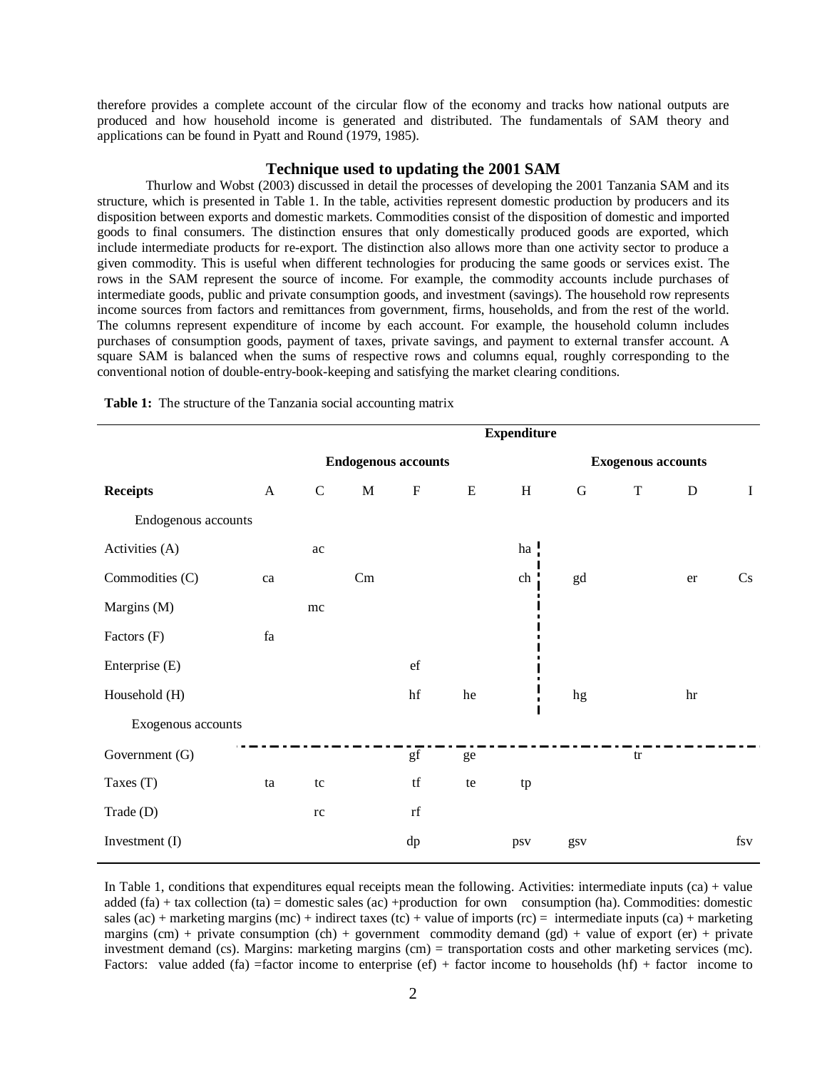therefore provides a complete account of the circular flow of the economy and tracks how national outputs are produced and how household income is generated and distributed. The fundamentals of SAM theory and applications can be found in Pyatt and Round (1979, 1985).

## Technique used to updating the 2001 SAM

Thurlow and Wobst (2003) discussed in detail the processes of developing the 2001 Tanzania SAM and its structure, which is presented in Table 1. In the table, activities represent domestic production by producers and its disposition between exports and domestic markets. Commodities consist of the disposition of domestic and imported goods to final consumers. The distinction ensures that only domestically produced goods are exported, which include intermediate products for re-export. The distinction also allows more than one activity sector to produce a given commodity. This is useful when different technologies for producing the same goods or services exist. The rows in the SAM represent the source of income. For example, the commodity accounts include purchases of intermediate goods, public and private consumption goods, and investment (savings). The household row represents income sources from factors and remittances from government, firms, households, and from the rest of the world. The columns represent expenditure of income by each account. For example, the household column includes purchases of consumption goods, payment of taxes, private savings, and payment to external transfer account. A square SAM is balanced when the sums of respective rows and columns equal, roughly corresponding to the conventional notion of double-entry-book-keeping and satisfying the market clearing conditions.

**Table 1:** The structure of the Tanzania social accounting matrix

| | Expenditure | | | | | | | | | |
|---|---|---|---|---|---|---|---|---|---|---|
| | Endogenous accounts | | | | | | Exogenous accounts | | | |
| **Receipts** | A | C | M | F | E | H | G | T | D | I |
| Endogenous accounts | | | | | | | | | | |
| Activities (A) | | ac | | | | ha | | | | |
| Commodities (C) | ca | | Cm | | | ch | gd | | er | Cs |
| Margins (M) | | mc | | | | | | | | |
| Factors (F) | fa | | | | | | | | | |
| Enterprise (E) | | | | ef | | | | | | |
| Household (H) | | | | hf | he | | hg | | hr | |
| Exogenous accounts | | | | | | | | | | |
| Government (G) | | | | gf | ge | | | tr | | |
| Taxes (T) | ta | tc | | tf | te | tp | | | | |
| Trade (D) | | rc | | rf | | | | | | |
| Investment (I) | | | | dp | | psv | gsv | | | fsv |

In Table 1, conditions that expenditures equal receipts mean the following. Activities: intermediate inputs (ca) + value added (fa) + tax collection (ta) = domestic sales (ac) +production for own consumption (ha). Commodities: domestic sales (ac) + marketing margins (mc) + indirect taxes (tc) + value of imports (rc) = intermediate inputs (ca) + marketing margins (cm) + private consumption (ch) + government commodity demand (gd) + value of export (er) + private investment demand (cs). Margins: marketing margins (cm) = transportation costs and other marketing services (mc). Factors: value added (fa) =factor income to enterprise (ef) + factor income to households (hf) + factor income to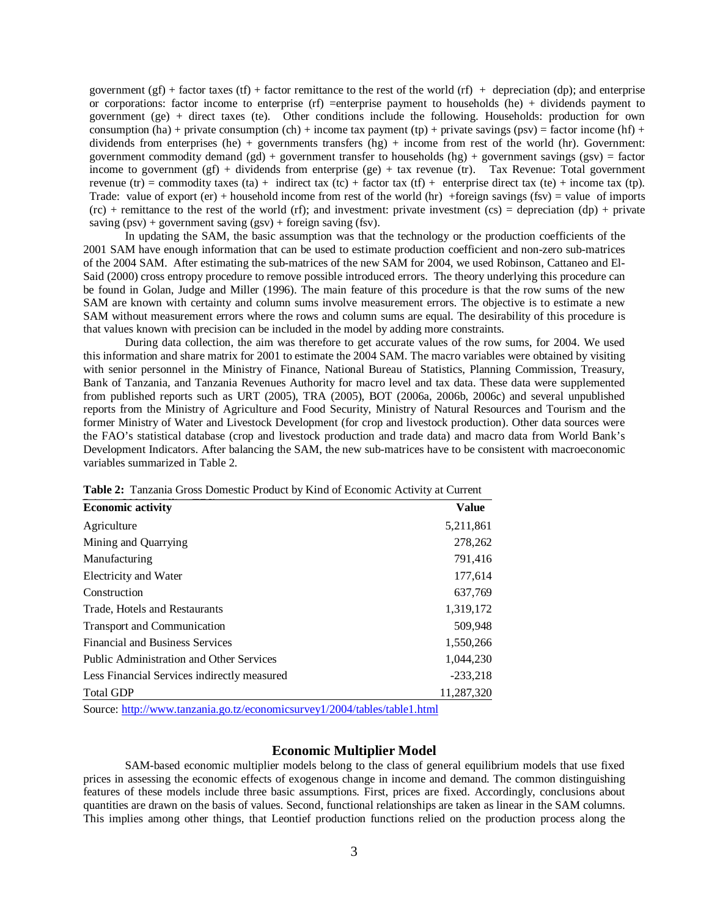government (gf) + factor taxes (tf) + factor remittance to the rest of the world (rf) + depreciation (dp); and enterprise or corporations: factor income to enterprise (rf) =enterprise payment to households (he) + dividends payment to government (ge) + direct taxes (te). Other conditions include the following. Households: production for own consumption (ha) + private consumption (ch) + income tax payment (tp) + private savings (psv) = factor income (hf) + dividends from enterprises (he) + governments transfers (hg) + income from rest of the world (hr). Government: government commodity demand (gd) + government transfer to households (hg) + government savings (gsv) = factor income to government (gf) + dividends from enterprise (ge) + tax revenue (tr). Tax Revenue: Total government revenue (tr) = commodity taxes (ta) + indirect tax (tc) + factor tax (tf) + enterprise direct tax (te) + income tax (tp). Trade: value of export (er) + household income from rest of the world (hr) +foreign savings (fsv) = value of imports (rc) + remittance to the rest of the world (rf); and investment: private investment (cs) = depreciation (dp) + private saving (psv) + government saving (gsv) + foreign saving (fsv).

In updating the SAM, the basic assumption was that the technology or the production coefficients of the 2001 SAM have enough information that can be used to estimate production coefficient and non-zero sub-matrices of the 2004 SAM. After estimating the sub-matrices of the new SAM for 2004, we used Robinson, Cattaneo and El-Said (2000) cross entropy procedure to remove possible introduced errors. The theory underlying this procedure can be found in Golan, Judge and Miller (1996). The main feature of this procedure is that the row sums of the new SAM are known with certainty and column sums involve measurement errors. The objective is to estimate a new SAM without measurement errors where the rows and column sums are equal. The desirability of this procedure is that values known with precision can be included in the model by adding more constraints.

During data collection, the aim was therefore to get accurate values of the row sums, for 2004. We used this information and share matrix for 2001 to estimate the 2004 SAM. The macro variables were obtained by visiting with senior personnel in the Ministry of Finance, National Bureau of Statistics, Planning Commission, Treasury, Bank of Tanzania, and Tanzania Revenues Authority for macro level and tax data. These data were supplemented from published reports such as URT (2005), TRA (2005), BOT (2006a, 2006b, 2006c) and several unpublished reports from the Ministry of Agriculture and Food Security, Ministry of Natural Resources and Tourism and the former Ministry of Water and Livestock Development (for crop and livestock production). Other data sources were the FAO's statistical database (crop and livestock production and trade data) and macro data from World Bank's Development Indicators. After balancing the SAM, the new sub-matrices have to be consistent with macroeconomic variables summarized in Table 2.

**Table 2:** Tanzania Gross Domestic Product by Kind of Economic Activity at Current Prices, 2004 (Million TZS)

| Economic activity | Value |
|---|---|
| Agriculture | 5,211,861 |
| Mining and Quarrying | 278,262 |
| Manufacturing | 791,416 |
| Electricity and Water | 177,614 |
| Construction | 637,769 |
| Trade, Hotels and Restaurants | 1,319,172 |
| Transport and Communication | 509,948 |
| Financial and Business Services | 1,550,266 |
| Public Administration and Other Services | 1,044,230 |
| Less Financial Services indirectly measured | -233,218 |
| Total GDP | 11,287,320 |

Source: http://www.tanzania.go.tz/economicsurvey1/2004/tables/table1.html

## Economic Multiplier Model

SAM-based economic multiplier models belong to the class of general equilibrium models that use fixed prices in assessing the economic effects of exogenous change in income and demand. The common distinguishing features of these models include three basic assumptions. First, prices are fixed. Accordingly, conclusions about quantities are drawn on the basis of values. Second, functional relationships are taken as linear in the SAM columns. This implies among other things, that Leontief production functions relied on the production process along the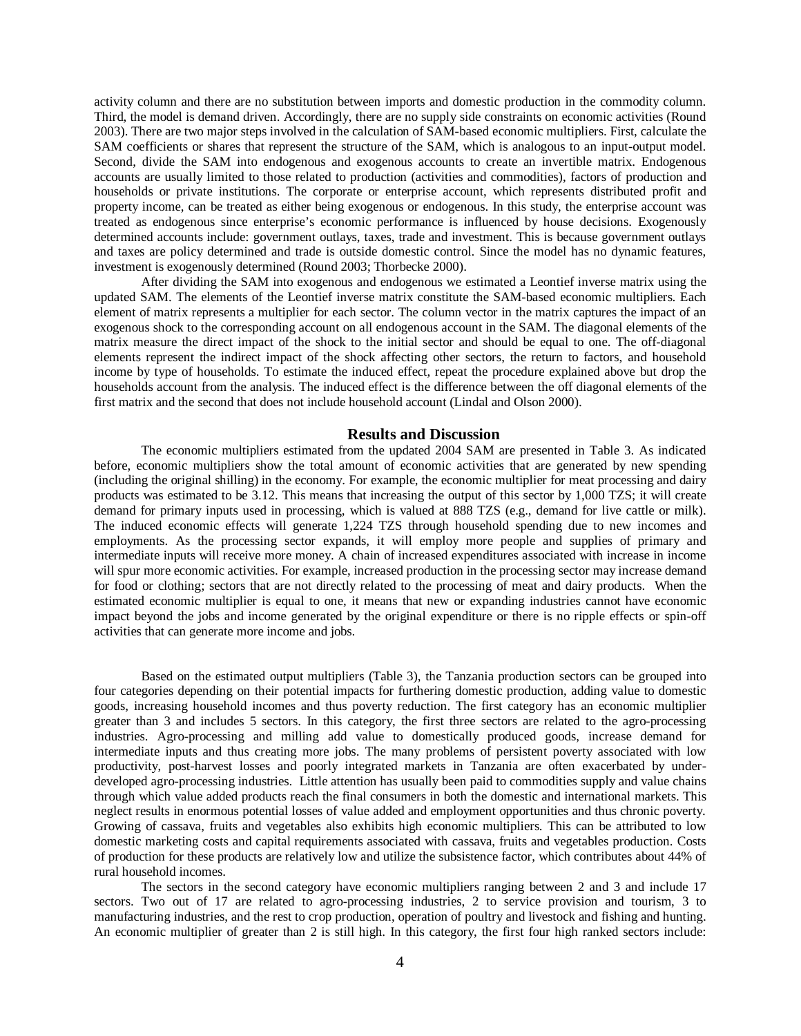activity column and there are no substitution between imports and domestic production in the commodity column. Third, the model is demand driven. Accordingly, there are no supply side constraints on economic activities (Round 2003). There are two major steps involved in the calculation of SAM-based economic multipliers. First, calculate the SAM coefficients or shares that represent the structure of the SAM, which is analogous to an input-output model. Second, divide the SAM into endogenous and exogenous accounts to create an invertible matrix. Endogenous accounts are usually limited to those related to production (activities and commodities), factors of production and households or private institutions. The corporate or enterprise account, which represents distributed profit and property income, can be treated as either being exogenous or endogenous. In this study, the enterprise account was treated as endogenous since enterprise's economic performance is influenced by house decisions. Exogenously determined accounts include: government outlays, taxes, trade and investment. This is because government outlays and taxes are policy determined and trade is outside domestic control. Since the model has no dynamic features, investment is exogenously determined (Round 2003; Thorbecke 2000).

After dividing the SAM into exogenous and endogenous we estimated a Leontief inverse matrix using the updated SAM. The elements of the Leontief inverse matrix constitute the SAM-based economic multipliers. Each element of matrix represents a multiplier for each sector. The column vector in the matrix captures the impact of an exogenous shock to the corresponding account on all endogenous account in the SAM. The diagonal elements of the matrix measure the direct impact of the shock to the initial sector and should be equal to one. The off-diagonal elements represent the indirect impact of the shock affecting other sectors, the return to factors, and household income by type of households. To estimate the induced effect, repeat the procedure explained above but drop the households account from the analysis. The induced effect is the difference between the off diagonal elements of the first matrix and the second that does not include household account (Lindal and Olson 2000).

## Results and Discussion

The economic multipliers estimated from the updated 2004 SAM are presented in Table 3. As indicated before, economic multipliers show the total amount of economic activities that are generated by new spending (including the original shilling) in the economy. For example, the economic multiplier for meat processing and dairy products was estimated to be 3.12. This means that increasing the output of this sector by 1,000 TZS; it will create demand for primary inputs used in processing, which is valued at 888 TZS (e.g., demand for live cattle or milk). The induced economic effects will generate 1,224 TZS through household spending due to new incomes and employments. As the processing sector expands, it will employ more people and supplies of primary and intermediate inputs will receive more money. A chain of increased expenditures associated with increase in income will spur more economic activities. For example, increased production in the processing sector may increase demand for food or clothing; sectors that are not directly related to the processing of meat and dairy products. When the estimated economic multiplier is equal to one, it means that new or expanding industries cannot have economic impact beyond the jobs and income generated by the original expenditure or there is no ripple effects or spin-off activities that can generate more income and jobs.

Based on the estimated output multipliers (Table 3), the Tanzania production sectors can be grouped into four categories depending on their potential impacts for furthering domestic production, adding value to domestic goods, increasing household incomes and thus poverty reduction. The first category has an economic multiplier greater than 3 and includes 5 sectors. In this category, the first three sectors are related to the agro-processing industries. Agro-processing and milling add value to domestically produced goods, increase demand for intermediate inputs and thus creating more jobs. The many problems of persistent poverty associated with low productivity, post-harvest losses and poorly integrated markets in Tanzania are often exacerbated by under-developed agro-processing industries. Little attention has usually been paid to commodities supply and value chains through which value added products reach the final consumers in both the domestic and international markets. This neglect results in enormous potential losses of value added and employment opportunities and thus chronic poverty. Growing of cassava, fruits and vegetables also exhibits high economic multipliers. This can be attributed to low domestic marketing costs and capital requirements associated with cassava, fruits and vegetables production. Costs of production for these products are relatively low and utilize the subsistence factor, which contributes about 44% of rural household incomes.

The sectors in the second category have economic multipliers ranging between 2 and 3 and include 17 sectors. Two out of 17 are related to agro-processing industries, 2 to service provision and tourism, 3 to manufacturing industries, and the rest to crop production, operation of poultry and livestock and fishing and hunting. An economic multiplier of greater than 2 is still high. In this category, the first four high ranked sectors include: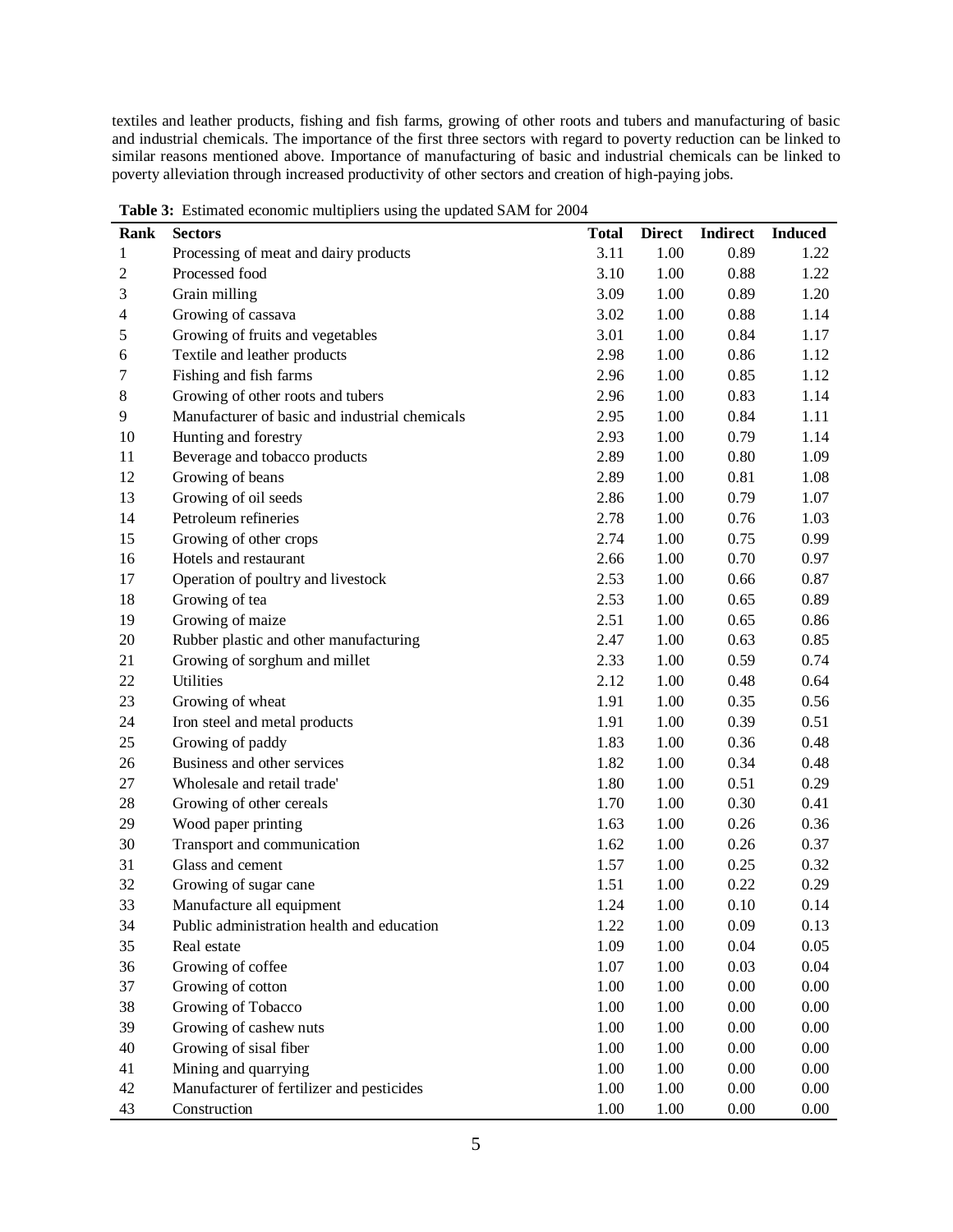textiles and leather products, fishing and fish farms, growing of other roots and tubers and manufacturing of basic and industrial chemicals. The importance of the first three sectors with regard to poverty reduction can be linked to similar reasons mentioned above. Importance of manufacturing of basic and industrial chemicals can be linked to poverty alleviation through increased productivity of other sectors and creation of high-paying jobs.

**Table 3:** Estimated economic multipliers using the updated SAM for 2004

| Rank | Sectors | Total | Direct | Indirect | Induced |
|---|---|---|---|---|---|
| 1 | Processing of meat and dairy products | 3.11 | 1.00 | 0.89 | 1.22 |
| 2 | Processed food | 3.10 | 1.00 | 0.88 | 1.22 |
| 3 | Grain milling | 3.09 | 1.00 | 0.89 | 1.20 |
| 4 | Growing of cassava | 3.02 | 1.00 | 0.88 | 1.14 |
| 5 | Growing of fruits and vegetables | 3.01 | 1.00 | 0.84 | 1.17 |
| 6 | Textile and leather products | 2.98 | 1.00 | 0.86 | 1.12 |
| 7 | Fishing and fish farms | 2.96 | 1.00 | 0.85 | 1.12 |
| 8 | Growing of other roots and tubers | 2.96 | 1.00 | 0.83 | 1.14 |
| 9 | Manufacturer of basic and industrial chemicals | 2.95 | 1.00 | 0.84 | 1.11 |
| 10 | Hunting and forestry | 2.93 | 1.00 | 0.79 | 1.14 |
| 11 | Beverage and tobacco products | 2.89 | 1.00 | 0.80 | 1.09 |
| 12 | Growing of beans | 2.89 | 1.00 | 0.81 | 1.08 |
| 13 | Growing of oil seeds | 2.86 | 1.00 | 0.79 | 1.07 |
| 14 | Petroleum refineries | 2.78 | 1.00 | 0.76 | 1.03 |
| 15 | Growing of other crops | 2.74 | 1.00 | 0.75 | 0.99 |
| 16 | Hotels and restaurant | 2.66 | 1.00 | 0.70 | 0.97 |
| 17 | Operation of poultry and livestock | 2.53 | 1.00 | 0.66 | 0.87 |
| 18 | Growing of tea | 2.53 | 1.00 | 0.65 | 0.89 |
| 19 | Growing of maize | 2.51 | 1.00 | 0.65 | 0.86 |
| 20 | Rubber plastic and other manufacturing | 2.47 | 1.00 | 0.63 | 0.85 |
| 21 | Growing of sorghum and millet | 2.33 | 1.00 | 0.59 | 0.74 |
| 22 | Utilities | 2.12 | 1.00 | 0.48 | 0.64 |
| 23 | Growing of wheat | 1.91 | 1.00 | 0.35 | 0.56 |
| 24 | Iron steel and metal products | 1.91 | 1.00 | 0.39 | 0.51 |
| 25 | Growing of paddy | 1.83 | 1.00 | 0.36 | 0.48 |
| 26 | Business and other services | 1.82 | 1.00 | 0.34 | 0.48 |
| 27 | Wholesale and retail trade' | 1.80 | 1.00 | 0.51 | 0.29 |
| 28 | Growing of other cereals | 1.70 | 1.00 | 0.30 | 0.41 |
| 29 | Wood paper printing | 1.63 | 1.00 | 0.26 | 0.36 |
| 30 | Transport and communication | 1.62 | 1.00 | 0.26 | 0.37 |
| 31 | Glass and cement | 1.57 | 1.00 | 0.25 | 0.32 |
| 32 | Growing of sugar cane | 1.51 | 1.00 | 0.22 | 0.29 |
| 33 | Manufacture all equipment | 1.24 | 1.00 | 0.10 | 0.14 |
| 34 | Public administration health and education | 1.22 | 1.00 | 0.09 | 0.13 |
| 35 | Real estate | 1.09 | 1.00 | 0.04 | 0.05 |
| 36 | Growing of coffee | 1.07 | 1.00 | 0.03 | 0.04 |
| 37 | Growing of cotton | 1.00 | 1.00 | 0.00 | 0.00 |
| 38 | Growing of Tobacco | 1.00 | 1.00 | 0.00 | 0.00 |
| 39 | Growing of cashew nuts | 1.00 | 1.00 | 0.00 | 0.00 |
| 40 | Growing of sisal fiber | 1.00 | 1.00 | 0.00 | 0.00 |
| 41 | Mining and quarrying | 1.00 | 1.00 | 0.00 | 0.00 |
| 42 | Manufacturer of fertilizer and pesticides | 1.00 | 1.00 | 0.00 | 0.00 |
| 43 | Construction | 1.00 | 1.00 | 0.00 | 0.00 |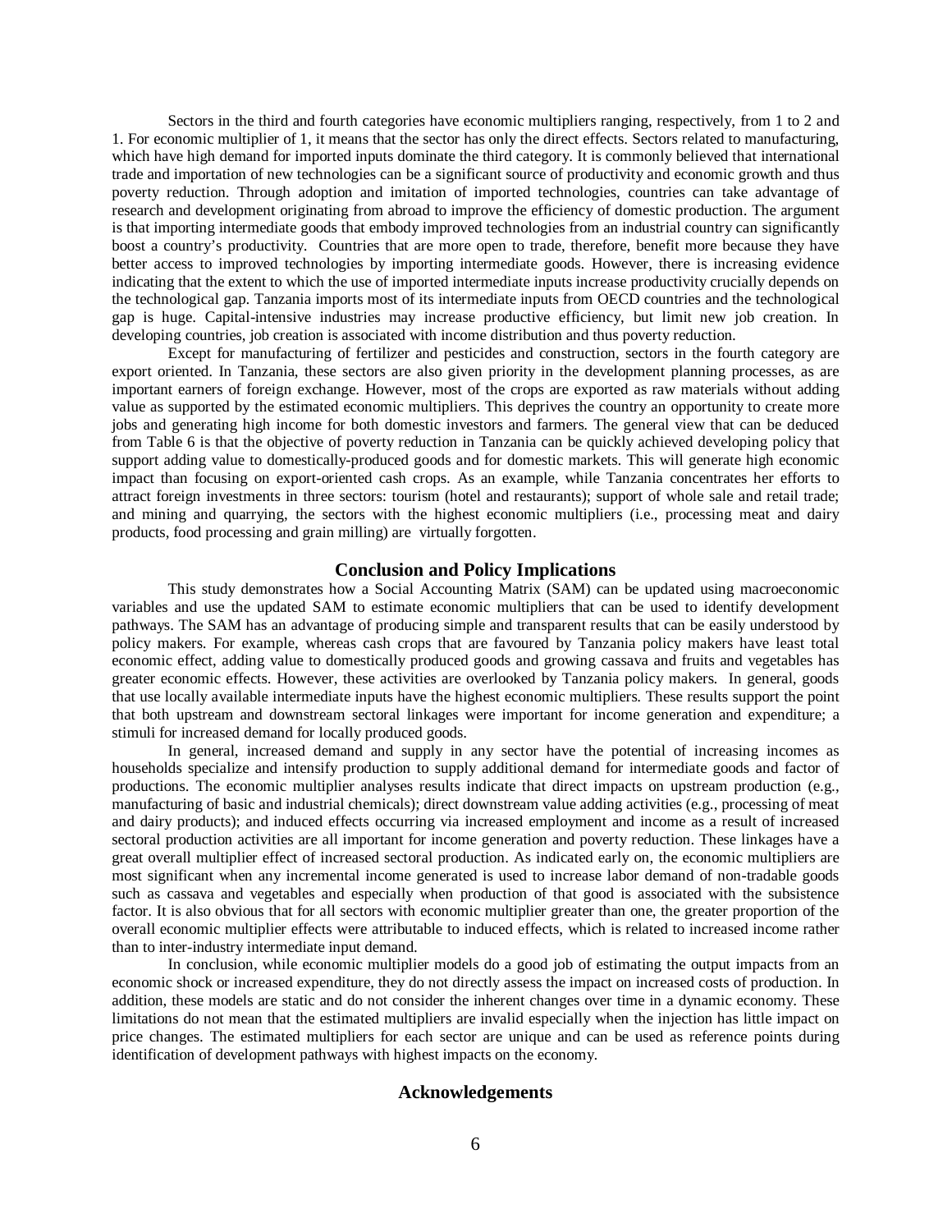Sectors in the third and fourth categories have economic multipliers ranging, respectively, from 1 to 2 and 1. For economic multiplier of 1, it means that the sector has only the direct effects. Sectors related to manufacturing, which have high demand for imported inputs dominate the third category. It is commonly believed that international trade and importation of new technologies can be a significant source of productivity and economic growth and thus poverty reduction. Through adoption and imitation of imported technologies, countries can take advantage of research and development originating from abroad to improve the efficiency of domestic production. The argument is that importing intermediate goods that embody improved technologies from an industrial country can significantly boost a country's productivity. Countries that are more open to trade, therefore, benefit more because they have better access to improved technologies by importing intermediate goods. However, there is increasing evidence indicating that the extent to which the use of imported intermediate inputs increase productivity crucially depends on the technological gap. Tanzania imports most of its intermediate inputs from OECD countries and the technological gap is huge. Capital-intensive industries may increase productive efficiency, but limit new job creation. In developing countries, job creation is associated with income distribution and thus poverty reduction.

Except for manufacturing of fertilizer and pesticides and construction, sectors in the fourth category are export oriented. In Tanzania, these sectors are also given priority in the development planning processes, as are important earners of foreign exchange. However, most of the crops are exported as raw materials without adding value as supported by the estimated economic multipliers. This deprives the country an opportunity to create more jobs and generating high income for both domestic investors and farmers. The general view that can be deduced from Table 6 is that the objective of poverty reduction in Tanzania can be quickly achieved developing policy that support adding value to domestically-produced goods and for domestic markets. This will generate high economic impact than focusing on export-oriented cash crops. As an example, while Tanzania concentrates her efforts to attract foreign investments in three sectors: tourism (hotel and restaurants); support of whole sale and retail trade; and mining and quarrying, the sectors with the highest economic multipliers (i.e., processing meat and dairy products, food processing and grain milling) are virtually forgotten.

## Conclusion and Policy Implications

This study demonstrates how a Social Accounting Matrix (SAM) can be updated using macroeconomic variables and use the updated SAM to estimate economic multipliers that can be used to identify development pathways. The SAM has an advantage of producing simple and transparent results that can be easily understood by policy makers. For example, whereas cash crops that are favoured by Tanzania policy makers have least total economic effect, adding value to domestically produced goods and growing cassava and fruits and vegetables has greater economic effects. However, these activities are overlooked by Tanzania policy makers. In general, goods that use locally available intermediate inputs have the highest economic multipliers. These results support the point that both upstream and downstream sectoral linkages were important for income generation and expenditure; a stimuli for increased demand for locally produced goods.

In general, increased demand and supply in any sector have the potential of increasing incomes as households specialize and intensify production to supply additional demand for intermediate goods and factor of productions. The economic multiplier analyses results indicate that direct impacts on upstream production (e.g., manufacturing of basic and industrial chemicals); direct downstream value adding activities (e.g., processing of meat and dairy products); and induced effects occurring via increased employment and income as a result of increased sectoral production activities are all important for income generation and poverty reduction. These linkages have a great overall multiplier effect of increased sectoral production. As indicated early on, the economic multipliers are most significant when any incremental income generated is used to increase labor demand of non-tradable goods such as cassava and vegetables and especially when production of that good is associated with the subsistence factor. It is also obvious that for all sectors with economic multiplier greater than one, the greater proportion of the overall economic multiplier effects were attributable to induced effects, which is related to increased income rather than to inter-industry intermediate input demand.

In conclusion, while economic multiplier models do a good job of estimating the output impacts from an economic shock or increased expenditure, they do not directly assess the impact on increased costs of production. In addition, these models are static and do not consider the inherent changes over time in a dynamic economy. These limitations do not mean that the estimated multipliers are invalid especially when the injection has little impact on price changes. The estimated multipliers for each sector are unique and can be used as reference points during identification of development pathways with highest impacts on the economy.

## Acknowledgements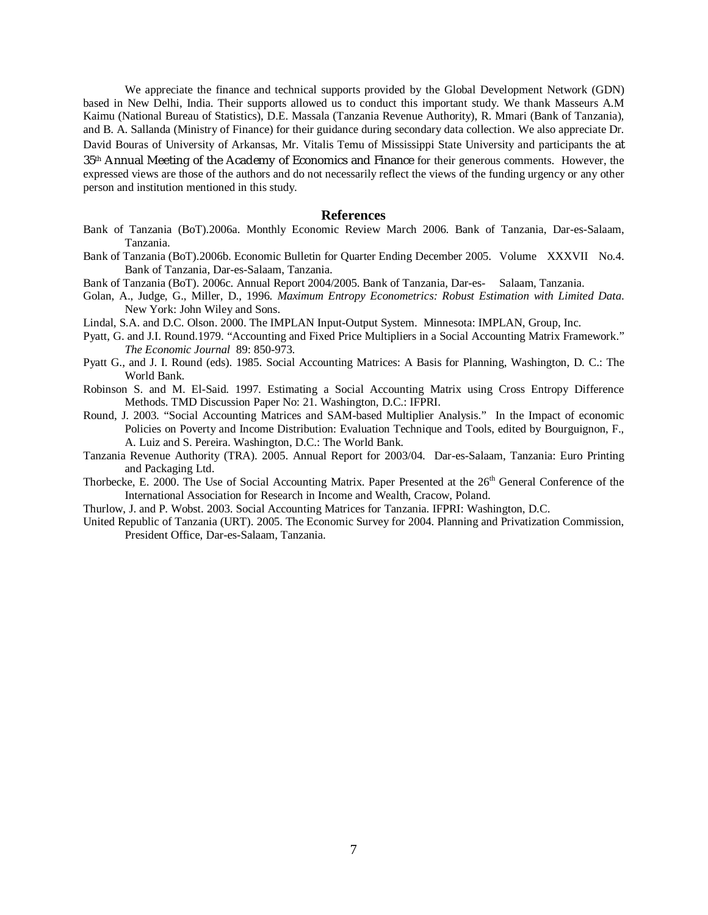We appreciate the finance and technical supports provided by the Global Development Network (GDN) based in New Delhi, India. Their supports allowed us to conduct this important study. We thank Masseurs A.M Kaimu (National Bureau of Statistics), D.E. Massala (Tanzania Revenue Authority), R. Mmari (Bank of Tanzania), and B. A. Sallanda (Ministry of Finance) for their guidance during secondary data collection. We also appreciate Dr. David Bouras of University of Arkansas, Mr. Vitalis Temu of Mississippi State University and participants the at 35th Annual Meeting of the Academy of Economics and Finance for their generous comments. However, the expressed views are those of the authors and do not necessarily reflect the views of the funding urgency or any other person and institution mentioned in this study.

## References

Bank of Tanzania (BoT).2006a. Monthly Economic Review March 2006. Bank of Tanzania, Dar-es-Salaam, Tanzania.

Bank of Tanzania (BoT).2006b. Economic Bulletin for Quarter Ending December 2005. Volume XXXVII No.4. Bank of Tanzania, Dar-es-Salaam, Tanzania.

Bank of Tanzania (BoT). 2006c. Annual Report 2004/2005. Bank of Tanzania, Dar-es- Salaam, Tanzania.

Golan, A., Judge, G., Miller, D., 1996. *Maximum Entropy Econometrics: Robust Estimation with Limited Data*. New York: John Wiley and Sons.

Lindal, S.A. and D.C. Olson. 2000. The IMPLAN Input-Output System. Minnesota: IMPLAN, Group, Inc.

Pyatt, G. and J.I. Round.1979. "Accounting and Fixed Price Multipliers in a Social Accounting Matrix Framework." *The Economic Journal* 89: 850-973.

Pyatt G., and J. I. Round (eds). 1985. Social Accounting Matrices: A Basis for Planning, Washington, D. C.: The World Bank.

Robinson S. and M. El-Said. 1997. Estimating a Social Accounting Matrix using Cross Entropy Difference Methods. TMD Discussion Paper No: 21. Washington, D.C.: IFPRI.

Round, J. 2003. "Social Accounting Matrices and SAM-based Multiplier Analysis." In the Impact of economic Policies on Poverty and Income Distribution: Evaluation Technique and Tools, edited by Bourguignon, F., A. Luiz and S. Pereira. Washington, D.C.: The World Bank.

Tanzania Revenue Authority (TRA). 2005. Annual Report for 2003/04. Dar-es-Salaam, Tanzania: Euro Printing and Packaging Ltd.

Thorbecke, E. 2000. The Use of Social Accounting Matrix. Paper Presented at the 26th General Conference of the International Association for Research in Income and Wealth, Cracow, Poland.

Thurlow, J. and P. Wobst. 2003. Social Accounting Matrices for Tanzania. IFPRI: Washington, D.C.

United Republic of Tanzania (URT). 2005. The Economic Survey for 2004. Planning and Privatization Commission, President Office, Dar-es-Salaam, Tanzania.